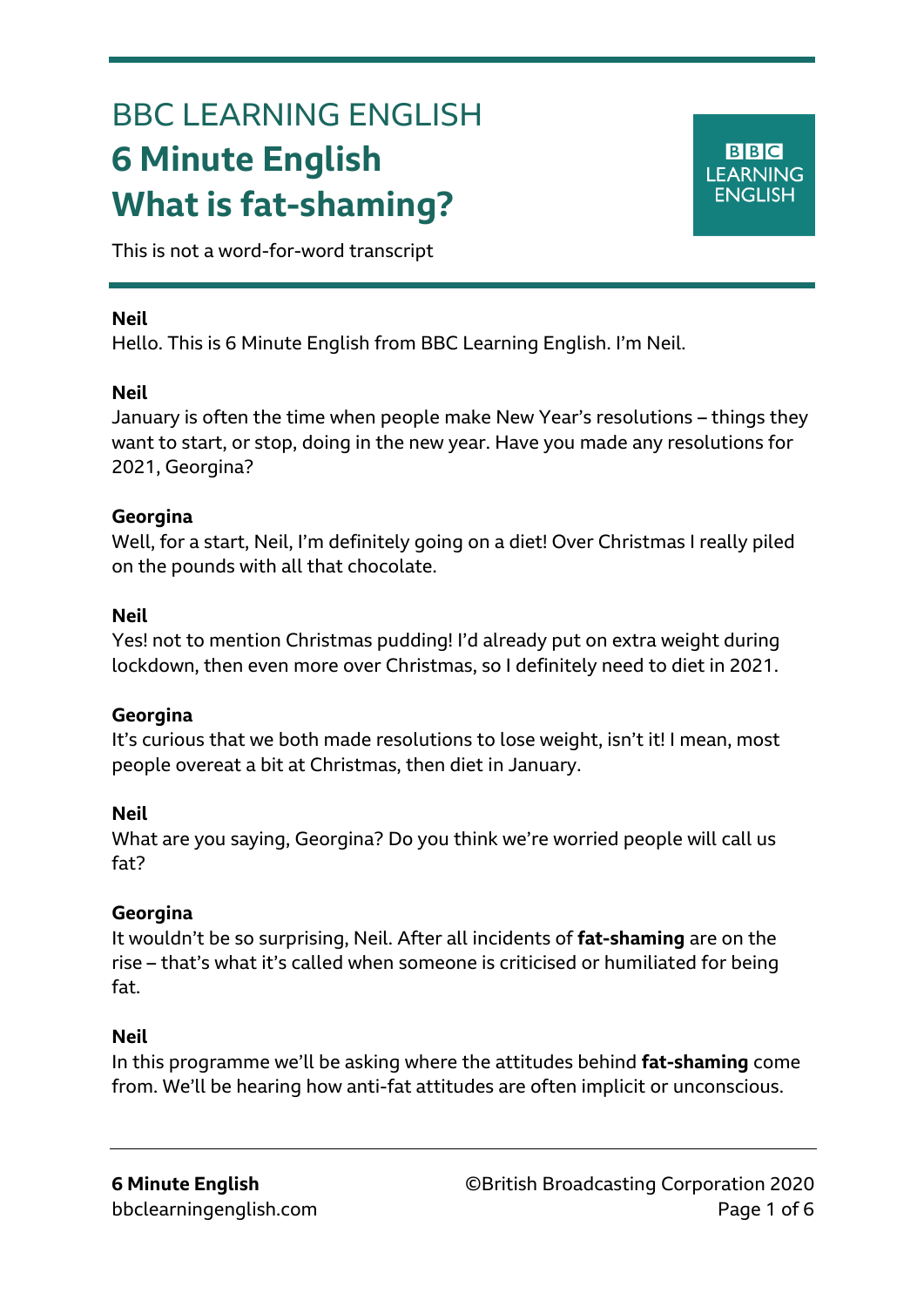# BBC LEARNING ENGLISH

## 6 Minute English

## What is fat-shaming?

This is not a word-for-word transcript

**Neil**
Hello. This is 6 Minute English from BBC Learning English. I'm Neil.

**Neil**
January is often the time when people make New Year's resolutions – things they want to start, or stop, doing in the new year. Have you made any resolutions for 2021, Georgina?

**Georgina**
Well, for a start, Neil, I'm definitely going on a diet! Over Christmas I really piled on the pounds with all that chocolate.

**Neil**
Yes! not to mention Christmas pudding! I'd already put on extra weight during lockdown, then even more over Christmas, so I definitely need to diet in 2021.

**Georgina**
It's curious that we both made resolutions to lose weight, isn't it! I mean, most people overeat a bit at Christmas, then diet in January.

**Neil**
What are you saying, Georgina? Do you think we're worried people will call us fat?

**Georgina**
It wouldn't be so surprising, Neil. After all incidents of **fat-shaming** are on the rise – that's what it's called when someone is criticised or humiliated for being fat.

**Neil**
In this programme we'll be asking where the attitudes behind **fat-shaming** come from. We'll be hearing how anti-fat attitudes are often implicit or unconscious.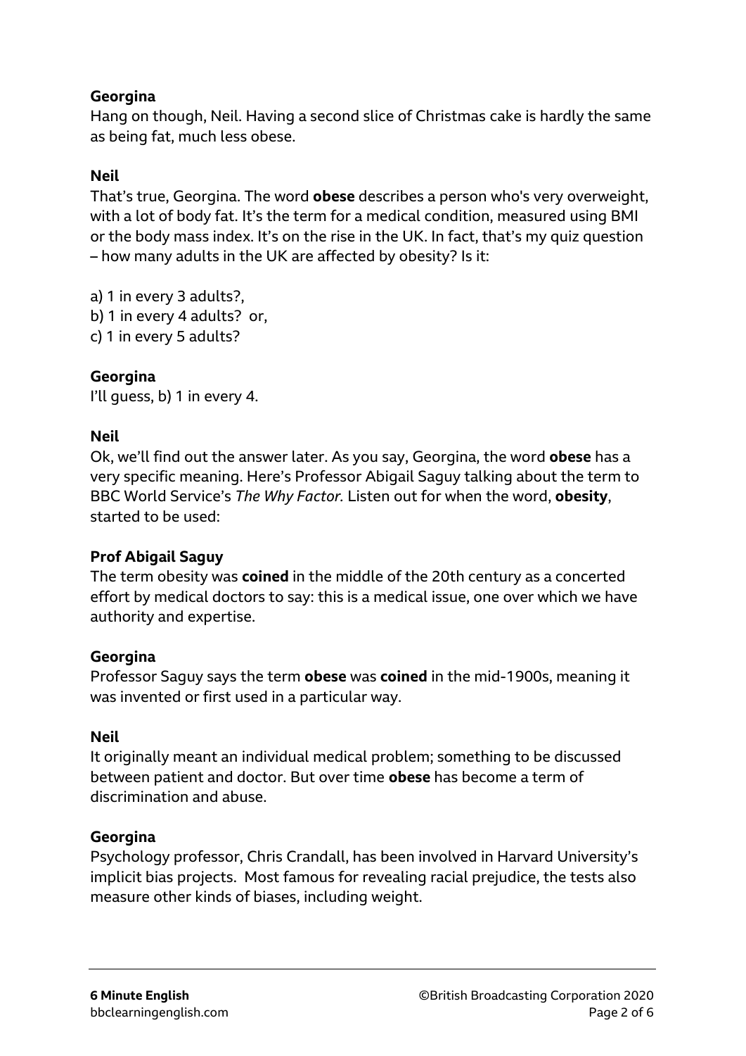**Georgina**
Hang on though, Neil. Having a second slice of Christmas cake is hardly the same as being fat, much less obese.

**Neil**
That's true, Georgina. The word **obese** describes a person who's very overweight, with a lot of body fat. It's the term for a medical condition, measured using BMI or the body mass index. It's on the rise in the UK. In fact, that's my quiz question – how many adults in the UK are affected by obesity? Is it:

a) 1 in every 3 adults?,
b) 1 in every 4 adults? or,
c) 1 in every 5 adults?

**Georgina**
I'll guess, b) 1 in every 4.

**Neil**
Ok, we'll find out the answer later. As you say, Georgina, the word **obese** has a very specific meaning. Here's Professor Abigail Saguy talking about the term to BBC World Service's *The Why Factor*. Listen out for when the word, **obesity**, started to be used:

**Prof Abigail Saguy**
The term obesity was **coined** in the middle of the 20th century as a concerted effort by medical doctors to say: this is a medical issue, one over which we have authority and expertise.

**Georgina**
Professor Saguy says the term **obese** was **coined** in the mid-1900s, meaning it was invented or first used in a particular way.

**Neil**
It originally meant an individual medical problem; something to be discussed between patient and doctor. But over time **obese** has become a term of discrimination and abuse.

**Georgina**
Psychology professor, Chris Crandall, has been involved in Harvard University's implicit bias projects. Most famous for revealing racial prejudice, the tests also measure other kinds of biases, including weight.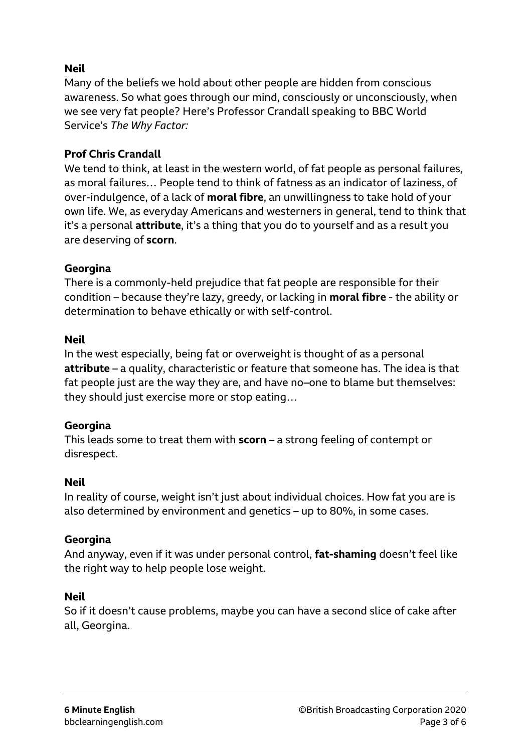**Neil**

Many of the beliefs we hold about other people are hidden from conscious awareness. So what goes through our mind, consciously or unconsciously, when we see very fat people? Here's Professor Crandall speaking to BBC World Service's *The Why Factor:*

**Prof Chris Crandall**

We tend to think, at least in the western world, of fat people as personal failures, as moral failures… People tend to think of fatness as an indicator of laziness, of over-indulgence, of a lack of **moral fibre**, an unwillingness to take hold of your own life. We, as everyday Americans and westerners in general, tend to think that it's a personal **attribute**, it's a thing that you do to yourself and as a result you are deserving of **scorn**.

**Georgina**

There is a commonly-held prejudice that fat people are responsible for their condition – because they're lazy, greedy, or lacking in **moral fibre** - the ability or determination to behave ethically or with self-control.

**Neil**

In the west especially, being fat or overweight is thought of as a personal **attribute** – a quality, characteristic or feature that someone has. The idea is that fat people just are the way they are, and have no–one to blame but themselves: they should just exercise more or stop eating…

**Georgina**

This leads some to treat them with **scorn** – a strong feeling of contempt or disrespect.

**Neil**

In reality of course, weight isn't just about individual choices. How fat you are is also determined by environment and genetics – up to 80%, in some cases.

**Georgina**

And anyway, even if it was under personal control, **fat-shaming** doesn't feel like the right way to help people lose weight.

**Neil**

So if it doesn't cause problems, maybe you can have a second slice of cake after all, Georgina.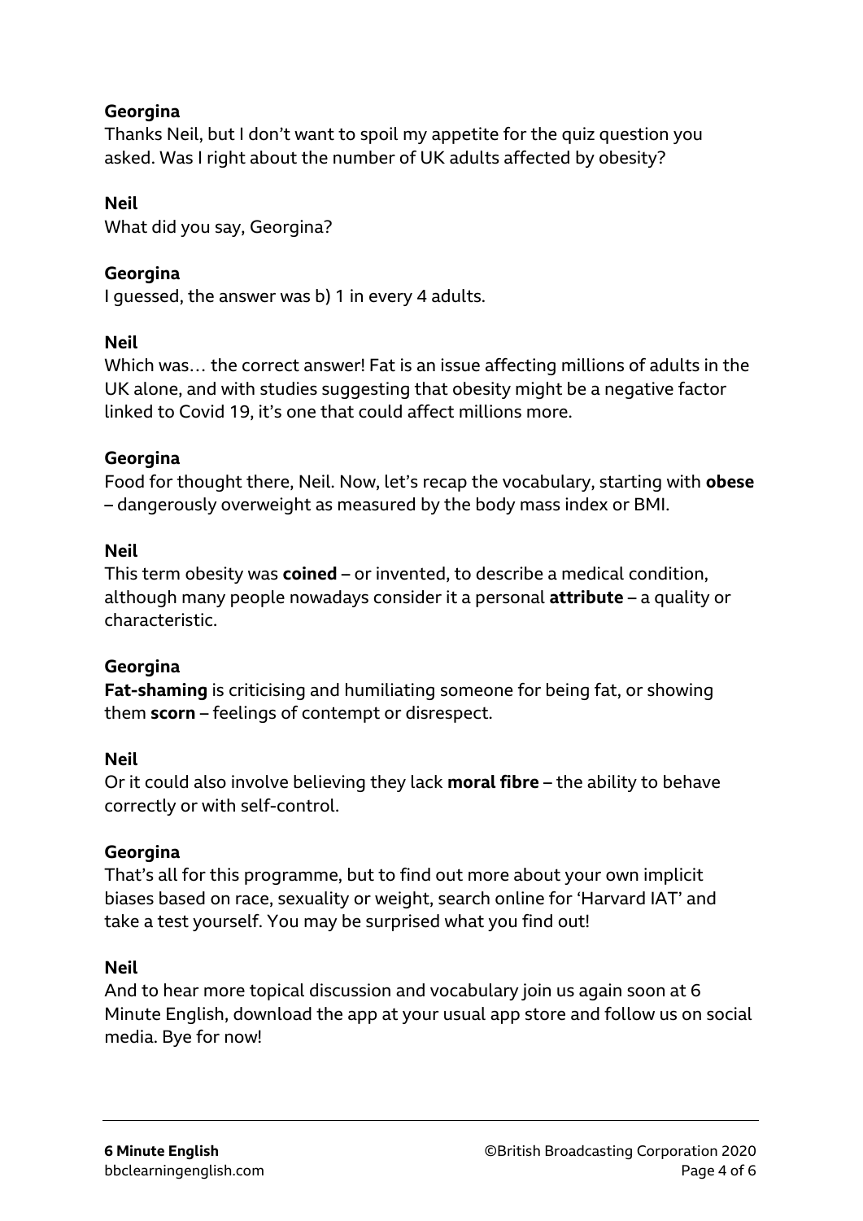**Georgina**
Thanks Neil, but I don't want to spoil my appetite for the quiz question you asked. Was I right about the number of UK adults affected by obesity?

**Neil**
What did you say, Georgina?

**Georgina**
I guessed, the answer was b) 1 in every 4 adults.

**Neil**
Which was… the correct answer! Fat is an issue affecting millions of adults in the UK alone, and with studies suggesting that obesity might be a negative factor linked to Covid 19, it's one that could affect millions more.

**Georgina**
Food for thought there, Neil. Now, let's recap the vocabulary, starting with **obese** – dangerously overweight as measured by the body mass index or BMI.

**Neil**
This term obesity was **coined** – or invented, to describe a medical condition, although many people nowadays consider it a personal **attribute** – a quality or characteristic.

**Georgina**
**Fat-shaming** is criticising and humiliating someone for being fat, or showing them **scorn** – feelings of contempt or disrespect.

**Neil**
Or it could also involve believing they lack **moral fibre** – the ability to behave correctly or with self-control.

**Georgina**
That's all for this programme, but to find out more about your own implicit biases based on race, sexuality or weight, search online for 'Harvard IAT' and take a test yourself. You may be surprised what you find out!

**Neil**
And to hear more topical discussion and vocabulary join us again soon at 6 Minute English, download the app at your usual app store and follow us on social media. Bye for now!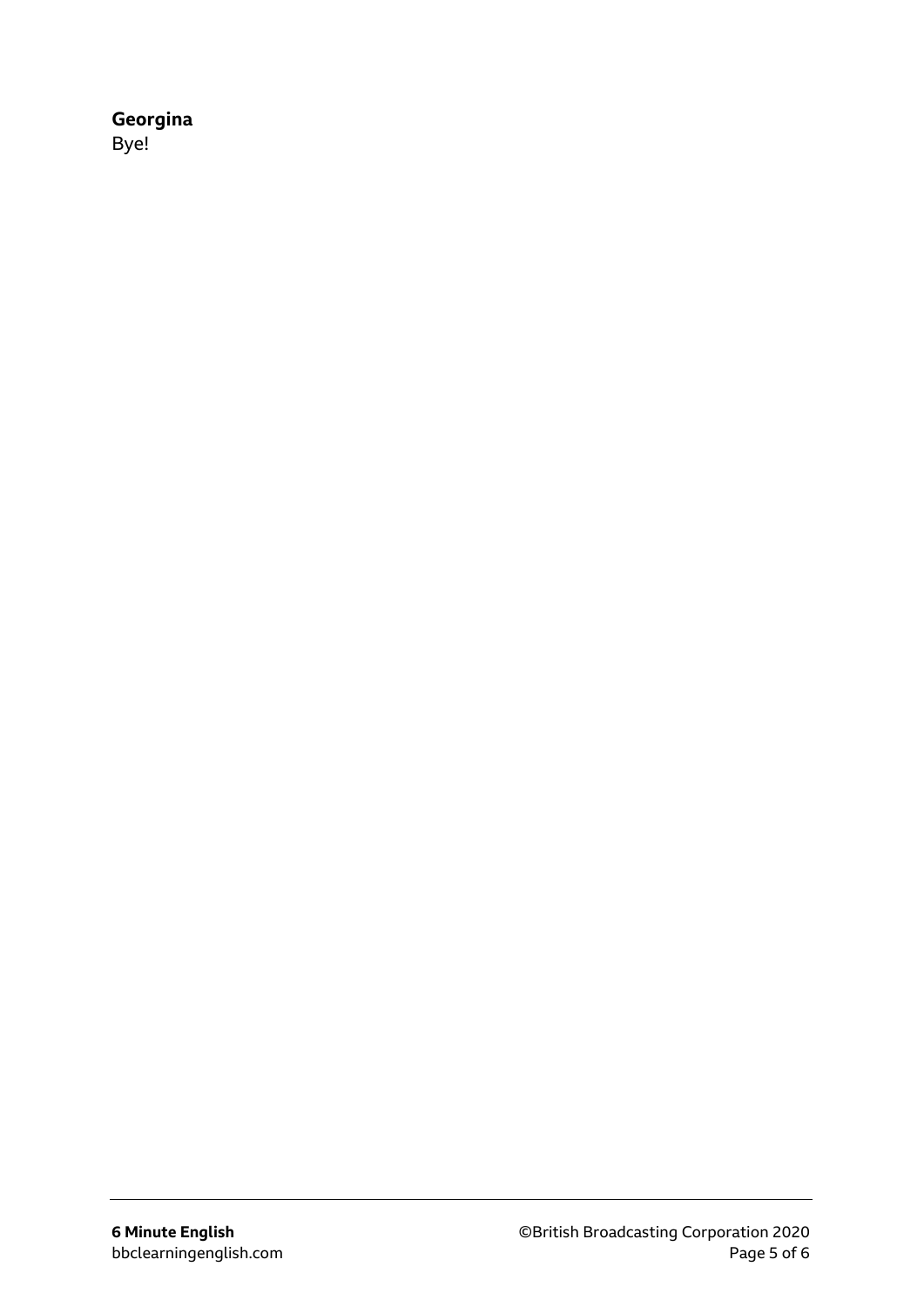**Georgina**
Bye!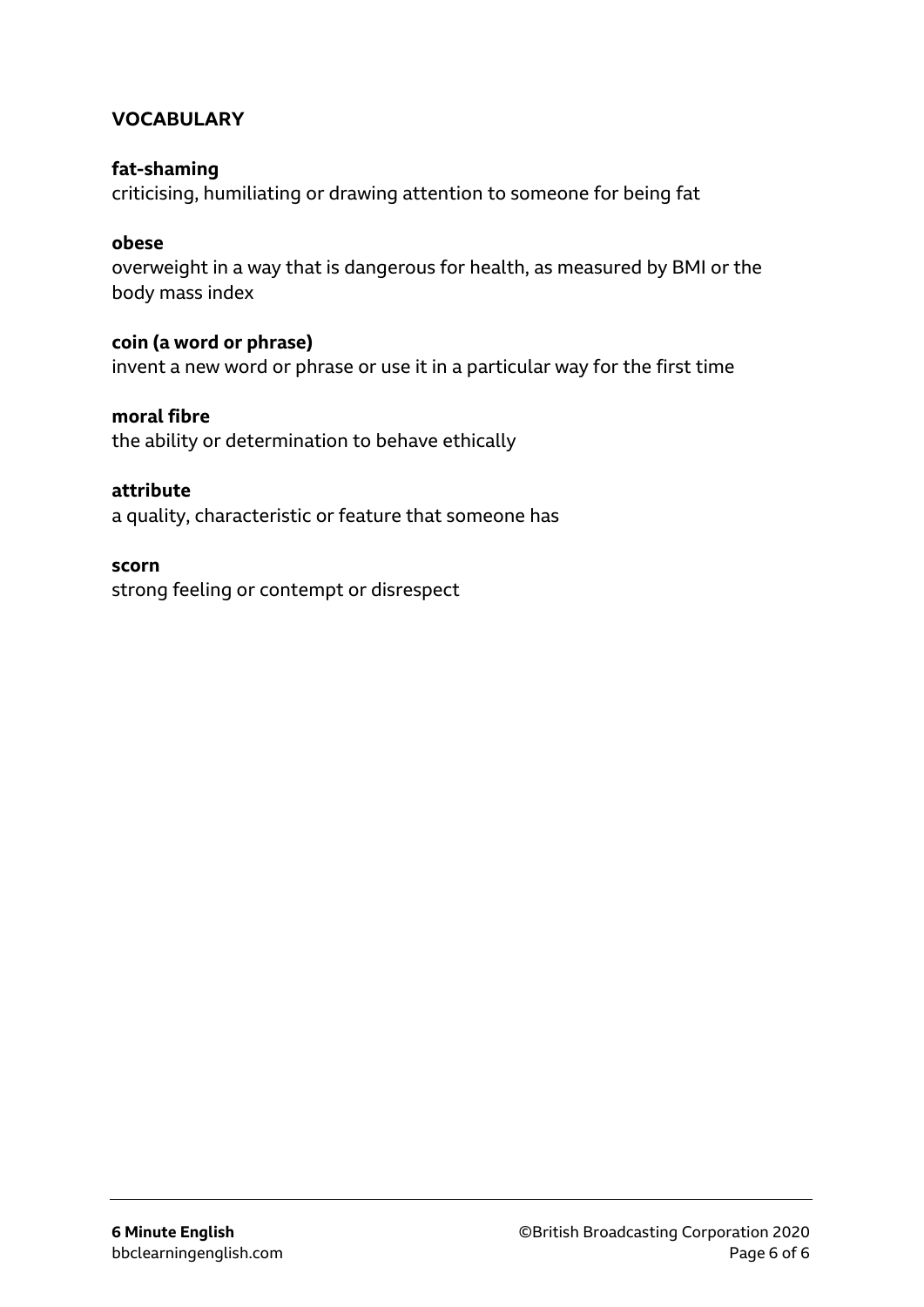## VOCABULARY

**fat-shaming**
criticising, humiliating or drawing attention to someone for being fat

**obese**
overweight in a way that is dangerous for health, as measured by BMI or the body mass index

**coin (a word or phrase)**
invent a new word or phrase or use it in a particular way for the first time

**moral fibre**
the ability or determination to behave ethically

**attribute**
a quality, characteristic or feature that someone has

**scorn**
strong feeling or contempt or disrespect